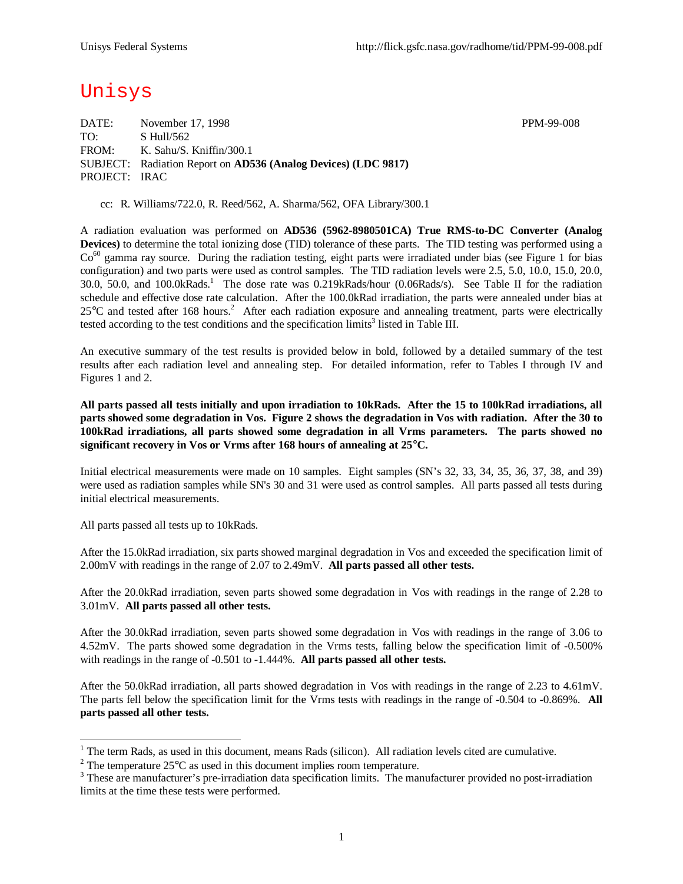Unisys

DATE: November 17, 1998 PPM-99-008
TO: S Hull/562
FROM: K. Sahu/S. Kniffin/300.1
SUBJECT: Radiation Report on **AD536 (Analog Devices) (LDC 9817)**
PROJECT: IRAC

cc: R. Williams/722.0, R. Reed/562, A. Sharma/562, OFA Library/300.1

A radiation evaluation was performed on **AD536 (5962-8980501CA) True RMS-to-DC Converter (Analog Devices)** to determine the total ionizing dose (TID) tolerance of these parts. The TID testing was performed using a $Co^{60}$ gamma ray source. During the radiation testing, eight parts were irradiated under bias (see Figure 1 for bias configuration) and two parts were used as control samples. The TID radiation levels were 2.5, 5.0, 10.0, 15.0, 20.0, 30.0, 50.0, and 100.0kRads.[1] The dose rate was 0.219kRads/hour (0.06Rads/s). See Table II for the radiation schedule and effective dose rate calculation. After the 100.0kRad irradiation, the parts were annealed under bias at 25°C and tested after 168 hours.[2] After each radiation exposure and annealing treatment, parts were electrically tested according to the test conditions and the specification limits[3] listed in Table III.

An executive summary of the test results is provided below in bold, followed by a detailed summary of the test results after each radiation level and annealing step. For detailed information, refer to Tables I through IV and Figures 1 and 2.

**All parts passed all tests initially and upon irradiation to 10kRads. After the 15 to 100kRad irradiations, all parts showed some degradation in Vos. Figure 2 shows the degradation in Vos with radiation. After the 30 to 100kRad irradiations, all parts showed some degradation in all Vrms parameters. The parts showed no significant recovery in Vos or Vrms after 168 hours of annealing at 25°C.**

Initial electrical measurements were made on 10 samples. Eight samples (SN's 32, 33, 34, 35, 36, 37, 38, and 39) were used as radiation samples while SN's 30 and 31 were used as control samples. All parts passed all tests during initial electrical measurements.

All parts passed all tests up to 10kRads.

After the 15.0kRad irradiation, six parts showed marginal degradation in Vos and exceeded the specification limit of 2.00mV with readings in the range of 2.07 to 2.49mV. **All parts passed all other tests.**

After the 20.0kRad irradiation, seven parts showed some degradation in Vos with readings in the range of 2.28 to 3.01mV. **All parts passed all other tests.**

After the 30.0kRad irradiation, seven parts showed some degradation in Vos with readings in the range of 3.06 to 4.52mV. The parts showed some degradation in the Vrms tests, falling below the specification limit of -0.500% with readings in the range of -0.501 to -1.444%. **All parts passed all other tests.**

After the 50.0kRad irradiation, all parts showed degradation in Vos with readings in the range of 2.23 to 4.61mV. The parts fell below the specification limit for the Vrms tests with readings in the range of -0.504 to -0.869%. **All parts passed all other tests.**

---

[1] The term Rads, as used in this document, means Rads (silicon). All radiation levels cited are cumulative.

[2] The temperature 25°C as used in this document implies room temperature.

[3] These are manufacturer's pre-irradiation data specification limits. The manufacturer provided no post-irradiation limits at the time these tests were performed.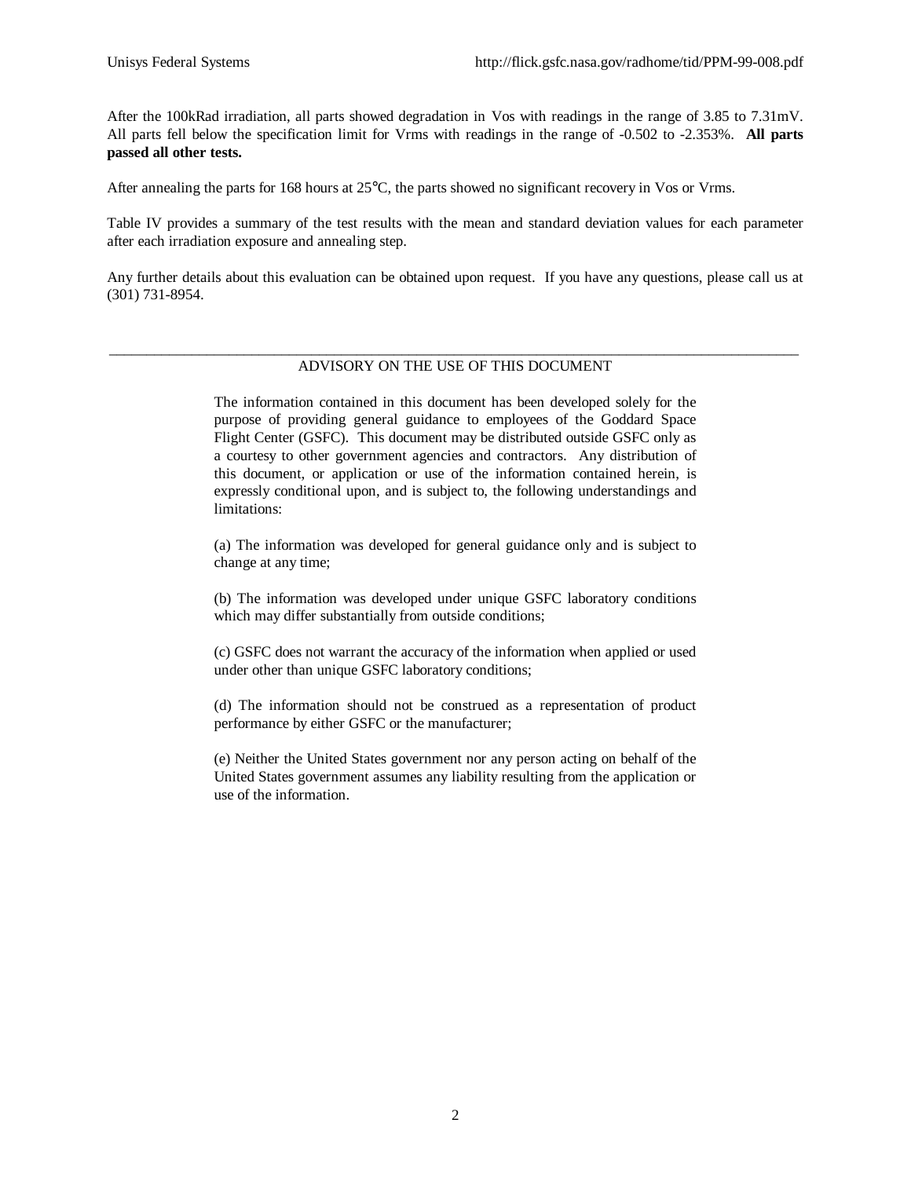After the 100kRad irradiation, all parts showed degradation in Vos with readings in the range of 3.85 to 7.31mV. All parts fell below the specification limit for Vrms with readings in the range of -0.502 to -2.353%. **All parts passed all other tests.**

After annealing the parts for 168 hours at 25°C, the parts showed no significant recovery in Vos or Vrms.

Table IV provides a summary of the test results with the mean and standard deviation values for each parameter after each irradiation exposure and annealing step.

Any further details about this evaluation can be obtained upon request. If you have any questions, please call us at (301) 731-8954.

---

ADVISORY ON THE USE OF THIS DOCUMENT

The information contained in this document has been developed solely for the purpose of providing general guidance to employees of the Goddard Space Flight Center (GSFC). This document may be distributed outside GSFC only as a courtesy to other government agencies and contractors. Any distribution of this document, or application or use of the information contained herein, is expressly conditional upon, and is subject to, the following understandings and limitations:

(a) The information was developed for general guidance only and is subject to change at any time;

(b) The information was developed under unique GSFC laboratory conditions which may differ substantially from outside conditions;

(c) GSFC does not warrant the accuracy of the information when applied or used under other than unique GSFC laboratory conditions;

(d) The information should not be construed as a representation of product performance by either GSFC or the manufacturer;

(e) Neither the United States government nor any person acting on behalf of the United States government assumes any liability resulting from the application or use of the information.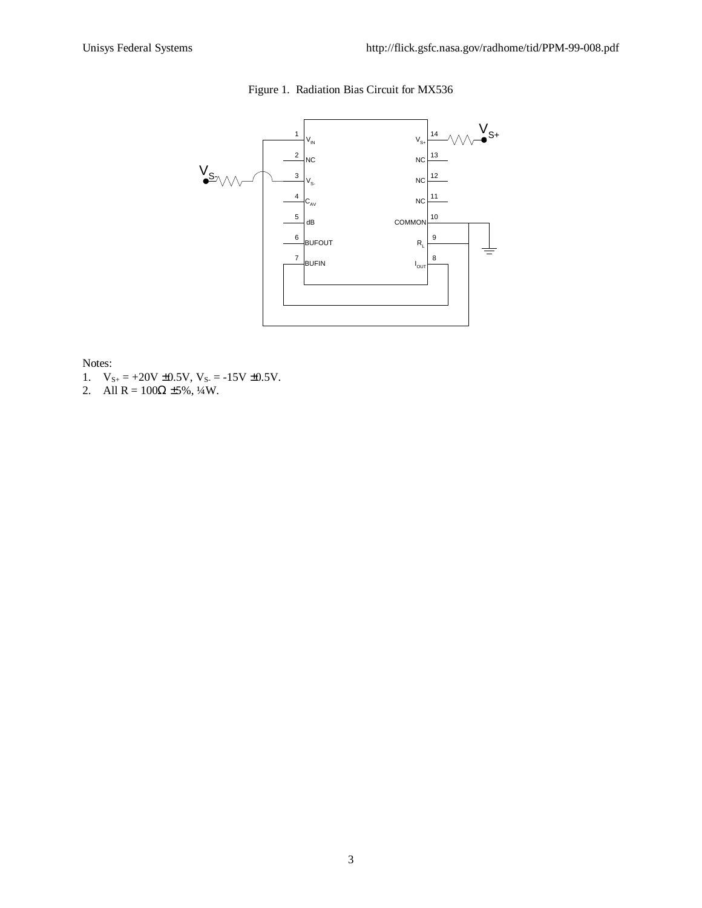Figure 1. Radiation Bias Circuit for MX536

Notes:

1. $V_{S+}$ = +20V ±0.5V, $V_{S-}$ = -15V ±0.5V.
2. All R = 100Ω ±5%, ¼W.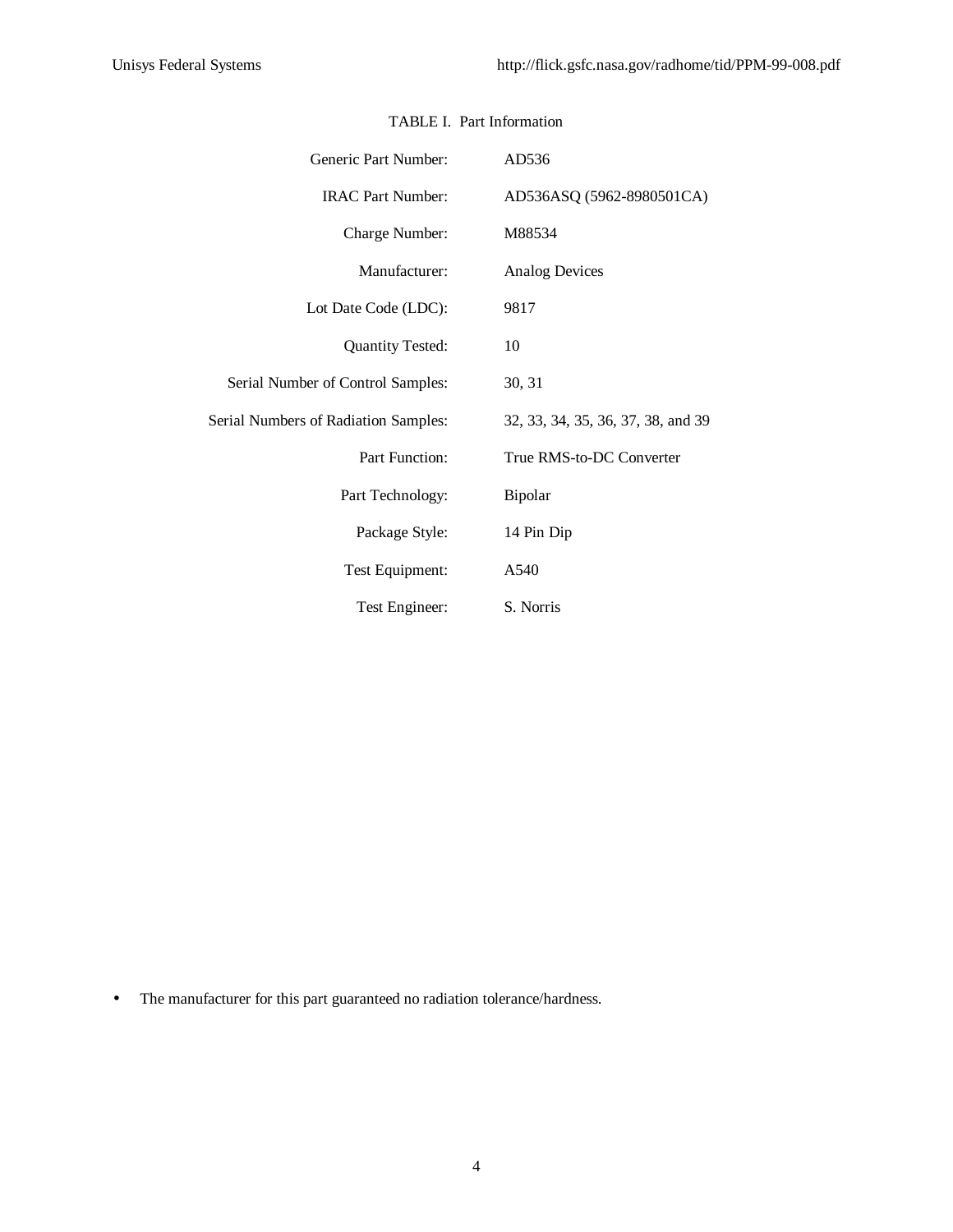TABLE I. Part Information

| | |
|---|---|
| Generic Part Number: | AD536 |
| IRAC Part Number: | AD536ASQ (5962-8980501CA) |
| Charge Number: | M88534 |
| Manufacturer: | Analog Devices |
| Lot Date Code (LDC): | 9817 |
| Quantity Tested: | 10 |
| Serial Number of Control Samples: | 30, 31 |
| Serial Numbers of Radiation Samples: | 32, 33, 34, 35, 36, 37, 38, and 39 |
| Part Function: | True RMS-to-DC Converter |
| Part Technology: | Bipolar |
| Package Style: | 14 Pin Dip |
| Test Equipment: | A540 |
| Test Engineer: | S. Norris |

- The manufacturer for this part guaranteed no radiation tolerance/hardness.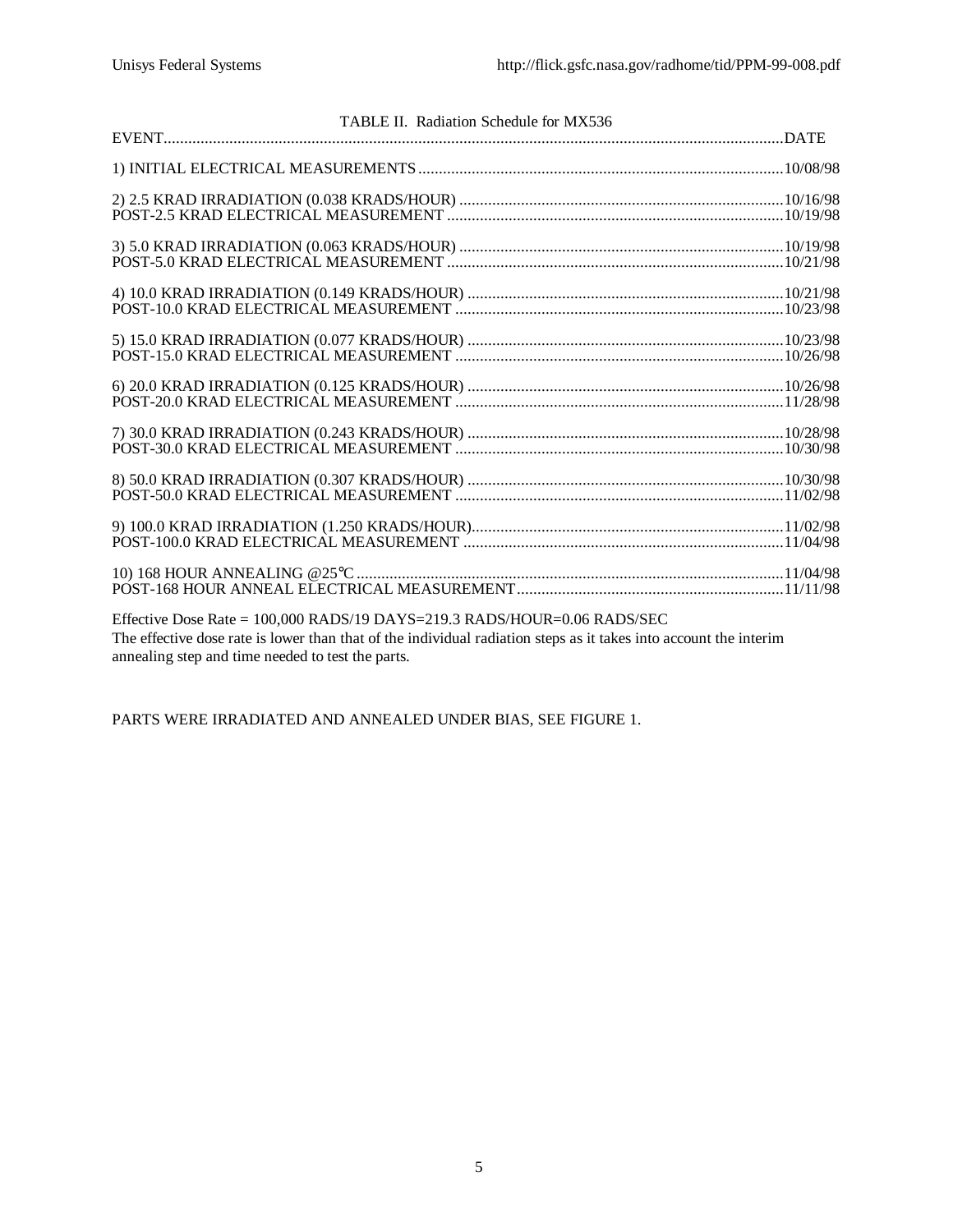TABLE II. Radiation Schedule for MX536

| EVENT | DATE |
|---|---|
| 1) INITIAL ELECTRICAL MEASUREMENTS | 10/08/98 |
| 2) 2.5 KRAD IRRADIATION (0.038 KRADS/HOUR) | 10/16/98 |
| POST-2.5 KRAD ELECTRICAL MEASUREMENT | 10/19/98 |
| 3) 5.0 KRAD IRRADIATION (0.063 KRADS/HOUR) | 10/19/98 |
| POST-5.0 KRAD ELECTRICAL MEASUREMENT | 10/21/98 |
| 4) 10.0 KRAD IRRADIATION (0.149 KRADS/HOUR) | 10/21/98 |
| POST-10.0 KRAD ELECTRICAL MEASUREMENT | 10/23/98 |
| 5) 15.0 KRAD IRRADIATION (0.077 KRADS/HOUR) | 10/23/98 |
| POST-15.0 KRAD ELECTRICAL MEASUREMENT | 10/26/98 |
| 6) 20.0 KRAD IRRADIATION (0.125 KRADS/HOUR) | 10/26/98 |
| POST-20.0 KRAD ELECTRICAL MEASUREMENT | 11/28/98 |
| 7) 30.0 KRAD IRRADIATION (0.243 KRADS/HOUR) | 10/28/98 |
| POST-30.0 KRAD ELECTRICAL MEASUREMENT | 10/30/98 |
| 8) 50.0 KRAD IRRADIATION (0.307 KRADS/HOUR) | 10/30/98 |
| POST-50.0 KRAD ELECTRICAL MEASUREMENT | 11/02/98 |
| 9) 100.0 KRAD IRRADIATION (1.250 KRADS/HOUR) | 11/02/98 |
| POST-100.0 KRAD ELECTRICAL MEASUREMENT | 11/04/98 |
| 10) 168 HOUR ANNEALING @25°C | 11/04/98 |
| POST-168 HOUR ANNEAL ELECTRICAL MEASUREMENT | 11/11/98 |

Effective Dose Rate = 100,000 RADS/19 DAYS=219.3 RADS/HOUR=0.06 RADS/SEC
The effective dose rate is lower than that of the individual radiation steps as it takes into account the interim annealing step and time needed to test the parts.

PARTS WERE IRRADIATED AND ANNEALED UNDER BIAS, SEE FIGURE 1.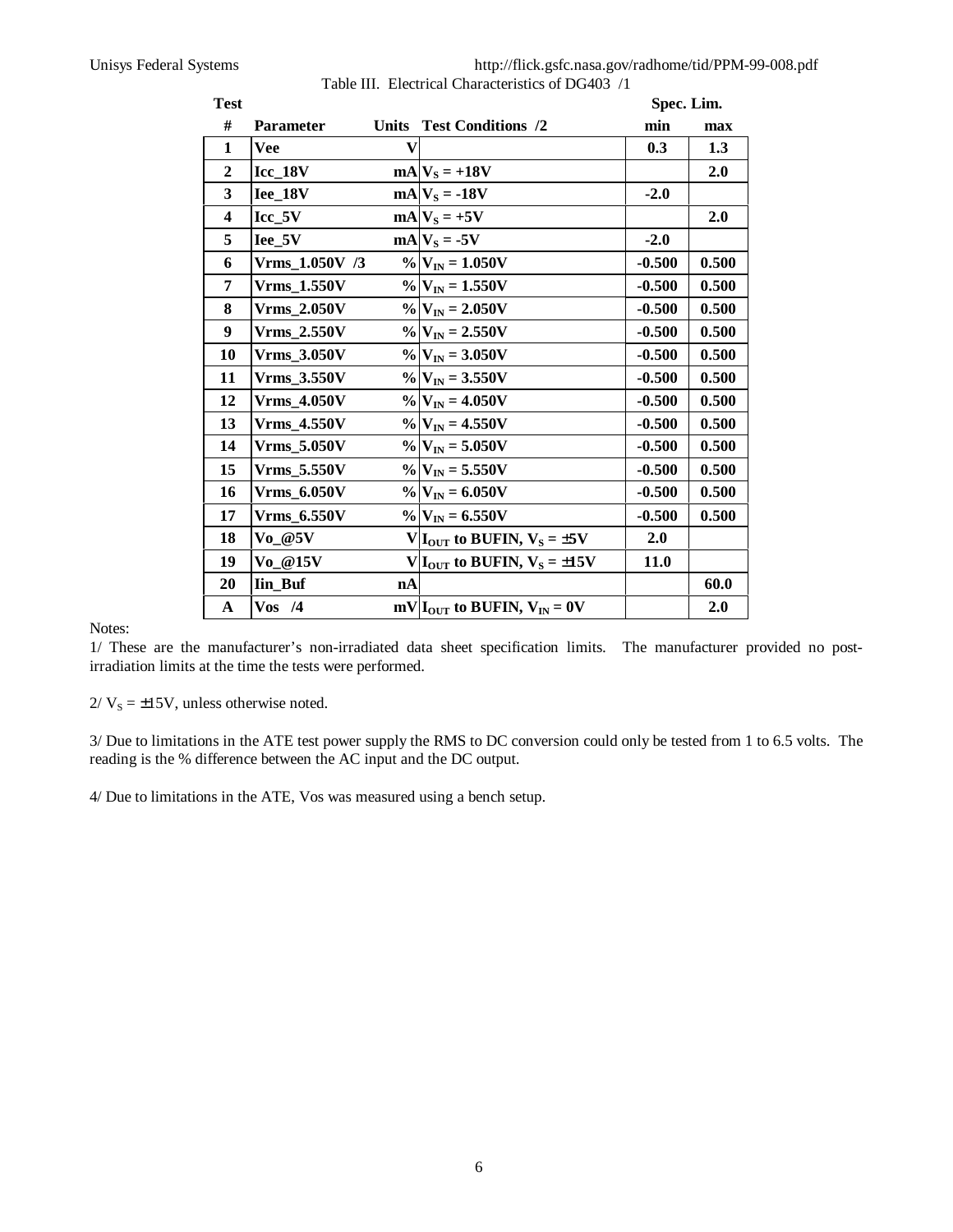Table III. Electrical Characteristics of DG403 /1

| Test # | Parameter | Units | Test Conditions /2 | Spec. Lim. min | Spec. Lim. max |
|---|---|---|---|---|---|
| 1 | Vee | V | | 0.3 | 1.3 |
| 2 | Icc_18V | mA | $V_S$ = +18V | | 2.0 |
| 3 | Iee_18V | mA | $V_S$ = -18V | -2.0 | |
| 4 | Icc_5V | mA | $V_S$ = +5V | | 2.0 |
| 5 | Iee_5V | mA | $V_S$ = -5V | -2.0 | |
| 6 | Vrms_1.050V /3 | % | $V_{IN}$ = 1.050V | -0.500 | 0.500 |
| 7 | Vrms_1.550V | % | $V_{IN}$ = 1.550V | -0.500 | 0.500 |
| 8 | Vrms_2.050V | % | $V_{IN}$ = 2.050V | -0.500 | 0.500 |
| 9 | Vrms_2.550V | % | $V_{IN}$ = 2.550V | -0.500 | 0.500 |
| 10 | Vrms_3.050V | % | $V_{IN}$ = 3.050V | -0.500 | 0.500 |
| 11 | Vrms_3.550V | % | $V_{IN}$ = 3.550V | -0.500 | 0.500 |
| 12 | Vrms_4.050V | % | $V_{IN}$ = 4.050V | -0.500 | 0.500 |
| 13 | Vrms_4.550V | % | $V_{IN}$ = 4.550V | -0.500 | 0.500 |
| 14 | Vrms_5.050V | % | $V_{IN}$ = 5.050V | -0.500 | 0.500 |
| 15 | Vrms_5.550V | % | $V_{IN}$ = 5.550V | -0.500 | 0.500 |
| 16 | Vrms_6.050V | % | $V_{IN}$ = 6.050V | -0.500 | 0.500 |
| 17 | Vrms_6.550V | % | $V_{IN}$ = 6.550V | -0.500 | 0.500 |
| 18 | Vo_@5V | V | $I_{OUT}$ to BUFIN, $V_S$ = ±5V | 2.0 | |
| 19 | Vo_@15V | V | $I_{OUT}$ to BUFIN, $V_S$ = ±15V | 11.0 | |
| 20 | Iin_Buf | nA | | | 60.0 |
| A | Vos /4 | mV | $I_{OUT}$ to BUFIN, $V_{IN}$ = 0V | | 2.0 |

Notes:

1/ These are the manufacturer's non-irradiated data sheet specification limits. The manufacturer provided no post-irradiation limits at the time the tests were performed.

2/ $V_S$ = ±15V, unless otherwise noted.

3/ Due to limitations in the ATE test power supply the RMS to DC conversion could only be tested from 1 to 6.5 volts. The reading is the % difference between the AC input and the DC output.

4/ Due to limitations in the ATE, Vos was measured using a bench setup.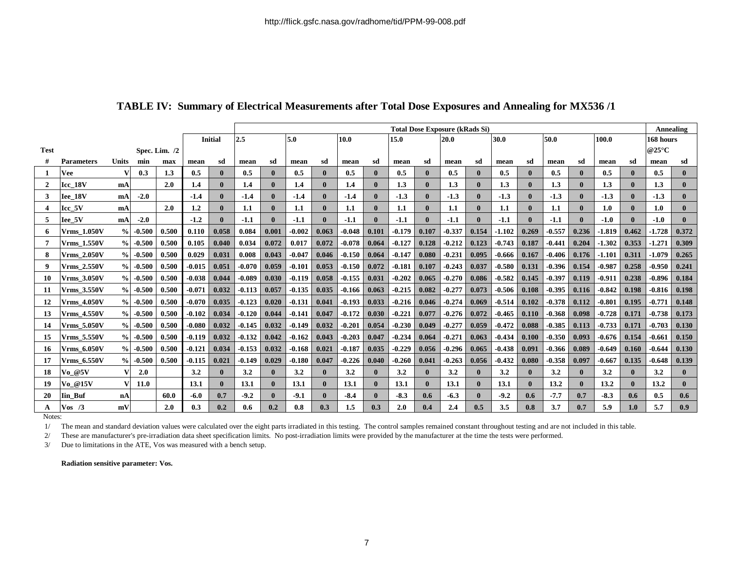http://flick.gsfc.nasa.gov/radhome/tid/PPM-99-008.pdf

## TABLE IV: Summary of Electrical Measurements after Total Dose Exposures and Annealing for MX536 /1

| | | | | | | | Total Dose Exposure (kRads Si) | | | | | | | | | | | | | | | | | | Annealing | |
|---|---|---|---|---|---|---|---|---|---|---|---|---|---|---|---|---|---|---|---|---|---|---|---|---|---|---|
| | | | | | Initial | | 2.5 | | 5.0 | | 10.0 | | 15.0 | | 20.0 | | 30.0 | | 50.0 | | 100.0 | | | | 168 hours @25°C | |
| Test | | | Spec. Lim. /2 | | | | | | | | | | | | | | | | | | | | | | | |
| # | Parameters | Units | min | max | mean | sd | mean | sd | mean | sd | mean | sd | mean | sd | mean | sd | mean | sd | mean | sd | mean | sd | | | mean | sd |
| 1 | Vee | V | 0.3 | 1.3 | 0.5 | 0 | 0.5 | 0 | 0.5 | 0 | 0.5 | 0 | 0.5 | 0 | 0.5 | 0 | 0.5 | 0 | 0.5 | 0 | 0.5 | 0 | | | 0.5 | 0 |
| 2 | Icc_18V | mA | | 2.0 | 1.4 | 0 | 1.4 | 0 | 1.4 | 0 | 1.4 | 0 | 1.3 | 0 | 1.3 | 0 | 1.3 | 0 | 1.3 | 0 | 1.3 | 0 | | | 1.3 | 0 |
| 3 | Iee_18V | mA | -2.0 | | -1.4 | 0 | -1.4 | 0 | -1.4 | 0 | -1.4 | 0 | -1.3 | 0 | -1.3 | 0 | -1.3 | 0 | -1.3 | 0 | -1.3 | 0 | | | -1.3 | 0 |
| 4 | Icc_5V | mA | | 2.0 | 1.2 | 0 | 1.1 | 0 | 1.1 | 0 | 1.1 | 0 | 1.1 | 0 | 1.1 | 0 | 1.1 | 0 | 1.1 | 0 | 1.0 | 0 | | | 1.0 | 0 |
| 5 | Iee_5V | mA | -2.0 | | -1.2 | 0 | -1.1 | 0 | -1.1 | 0 | -1.1 | 0 | -1.1 | 0 | -1.1 | 0 | -1.1 | 0 | -1.1 | 0 | -1.0 | 0 | | | -1.0 | 0 |
| 6 | Vrms_1.050V | % | -0.500 | 0.500 | 0.110 | 0.058 | 0.084 | 0.001 | -0.002 | 0.063 | -0.048 | 0.101 | -0.179 | 0.107 | -0.337 | 0.154 | -1.102 | 0.269 | -0.557 | 0.236 | -1.819 | 0.462 | | | -1.728 | 0.372 |
| 7 | Vrms_1.550V | % | -0.500 | 0.500 | 0.105 | 0.040 | 0.034 | 0.072 | 0.017 | 0.072 | -0.078 | 0.064 | -0.127 | 0.128 | -0.212 | 0.123 | -0.743 | 0.187 | -0.441 | 0.204 | -1.302 | 0.353 | | | -1.271 | 0.309 |
| 8 | Vrms_2.050V | % | -0.500 | 0.500 | 0.029 | 0.031 | 0.008 | 0.043 | -0.047 | 0.046 | -0.150 | 0.064 | -0.147 | 0.080 | -0.231 | 0.095 | -0.666 | 0.167 | -0.406 | 0.176 | -1.101 | 0.311 | | | -1.079 | 0.265 |
| 9 | Vrms_2.550V | % | -0.500 | 0.500 | -0.015 | 0.051 | -0.070 | 0.059 | -0.101 | 0.053 | -0.150 | 0.072 | -0.181 | 0.107 | -0.243 | 0.037 | -0.580 | 0.131 | -0.396 | 0.154 | -0.987 | 0.258 | | | -0.950 | 0.241 |
| 10 | Vrms_3.050V | % | -0.500 | 0.500 | -0.038 | 0.044 | -0.089 | 0.030 | -0.119 | 0.058 | -0.155 | 0.031 | -0.202 | 0.065 | -0.270 | 0.086 | -0.582 | 0.145 | -0.397 | 0.119 | -0.911 | 0.238 | | | -0.896 | 0.184 |
| 11 | Vrms_3.550V | % | -0.500 | 0.500 | -0.071 | 0.032 | -0.113 | 0.057 | -0.135 | 0.035 | -0.166 | 0.063 | -0.215 | 0.082 | -0.277 | 0.073 | -0.506 | 0.108 | -0.395 | 0.116 | -0.842 | 0.198 | | | -0.816 | 0.198 |
| 12 | Vrms_4.050V | % | -0.500 | 0.500 | -0.070 | 0.035 | -0.123 | 0.020 | -0.131 | 0.041 | -0.193 | 0.033 | -0.216 | 0.046 | -0.274 | 0.069 | -0.514 | 0.102 | -0.378 | 0.112 | -0.801 | 0.195 | | | -0.771 | 0.148 |
| 13 | Vrms_4.550V | % | -0.500 | 0.500 | -0.102 | 0.034 | -0.120 | 0.044 | -0.141 | 0.047 | -0.172 | 0.030 | -0.221 | 0.077 | -0.276 | 0.072 | -0.465 | 0.110 | -0.368 | 0.098 | -0.728 | 0.171 | | | -0.738 | 0.173 |
| 14 | Vrms_5.050V | % | -0.500 | 0.500 | -0.080 | 0.032 | -0.145 | 0.032 | -0.149 | 0.032 | -0.201 | 0.054 | -0.230 | 0.049 | -0.277 | 0.059 | -0.472 | 0.088 | -0.385 | 0.113 | -0.733 | 0.171 | | | -0.703 | 0.130 |
| 15 | Vrms_5.550V | % | -0.500 | 0.500 | -0.119 | 0.032 | -0.132 | 0.042 | -0.162 | 0.043 | -0.203 | 0.047 | -0.234 | 0.064 | -0.271 | 0.063 | -0.434 | 0.100 | -0.350 | 0.093 | -0.676 | 0.154 | | | -0.661 | 0.150 |
| 16 | Vrms_6.050V | % | -0.500 | 0.500 | -0.121 | 0.034 | -0.153 | 0.032 | -0.168 | 0.021 | -0.187 | 0.035 | -0.229 | 0.056 | -0.296 | 0.065 | -0.438 | 0.091 | -0.366 | 0.089 | -0.649 | 0.160 | | | -0.644 | 0.130 |
| 17 | Vrms_6.550V | % | -0.500 | 0.500 | -0.115 | 0.021 | -0.149 | 0.029 | -0.180 | 0.047 | -0.226 | 0.040 | -0.260 | 0.041 | -0.263 | 0.056 | -0.432 | 0.080 | -0.358 | 0.097 | -0.667 | 0.135 | | | -0.648 | 0.139 |
| 18 | Vo_@5V | V | 2.0 | | 3.2 | 0 | 3.2 | 0 | 3.2 | 0 | 3.2 | 0 | 3.2 | 0 | 3.2 | 0 | 3.2 | 0 | 3.2 | 0 | 3.2 | 0 | | | 3.2 | 0 |
| 19 | Vo_@15V | V | 11.0 | | 13.1 | 0 | 13.1 | 0 | 13.1 | 0 | 13.1 | 0 | 13.1 | 0 | 13.1 | 0 | 13.1 | 0 | 13.2 | 0 | 13.2 | 0 | | | 13.2 | 0 |
| 20 | Iin_Buf | nA | | 60.0 | -6.0 | 0.7 | -9.2 | 0 | -9.1 | 0 | -8.4 | 0 | -8.3 | 0.6 | -6.3 | 0 | -9.2 | 0.6 | -7.7 | 0.7 | -8.3 | 0.6 | | | 0.5 | 0.6 |
| A | Vos /3 | mV | | 2.0 | 0.3 | 0.2 | 0.6 | 0.2 | 0.8 | 0.3 | 1.5 | 0.3 | 2.0 | 0.4 | 2.4 | 0.5 | 3.5 | 0.8 | 3.7 | 0.7 | 5.9 | 1.0 | | | 5.7 | 0.9 |

Notes:

1/ The mean and standard deviation values were calculated over the eight parts irradiated in this testing. The control samples remained constant throughout testing and are not included in this table.

2/ These are manufacturer's pre-irradiation data sheet specification limits. No post-irradiation limits were provided by the manufacturer at the time the tests were performed.

3/ Due to limitations in the ATE, Vos was measured with a bench setup.

**Radiation sensitive parameter: Vos.**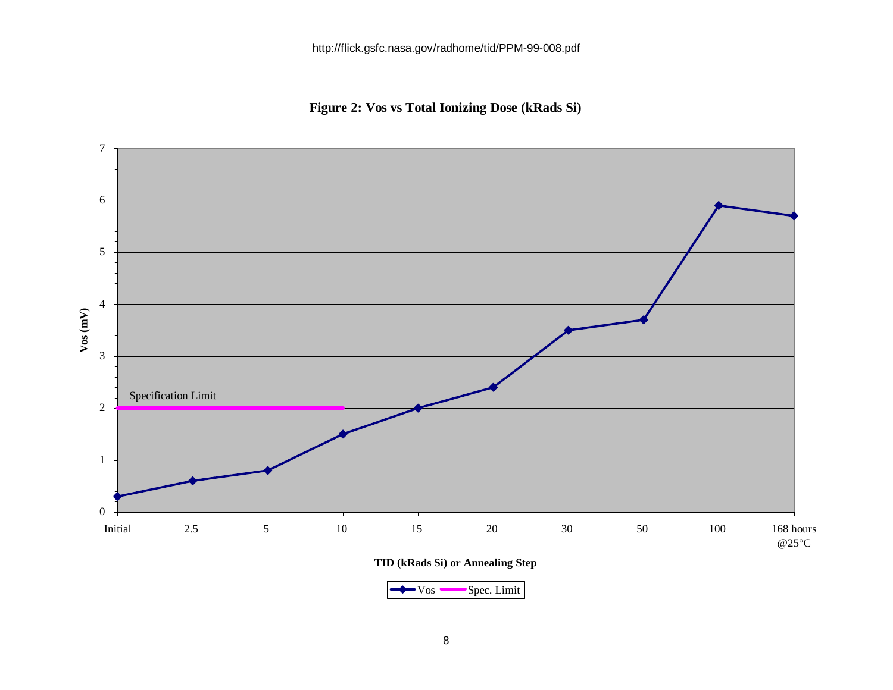http://flick.gsfc.nasa.gov/radhome/tid/PPM-99-008.pdf

**Figure 2: Vos vs Total Ionizing Dose (kRads Si)**

Vos (mV)

7
6
5
4
3
2
1
0

Specification Limit

Initial
2.5
5
10
15
20
30
50
100
168 hours @25°C

TID (kRads Si) or Annealing Step

Vos
Spec. Limit